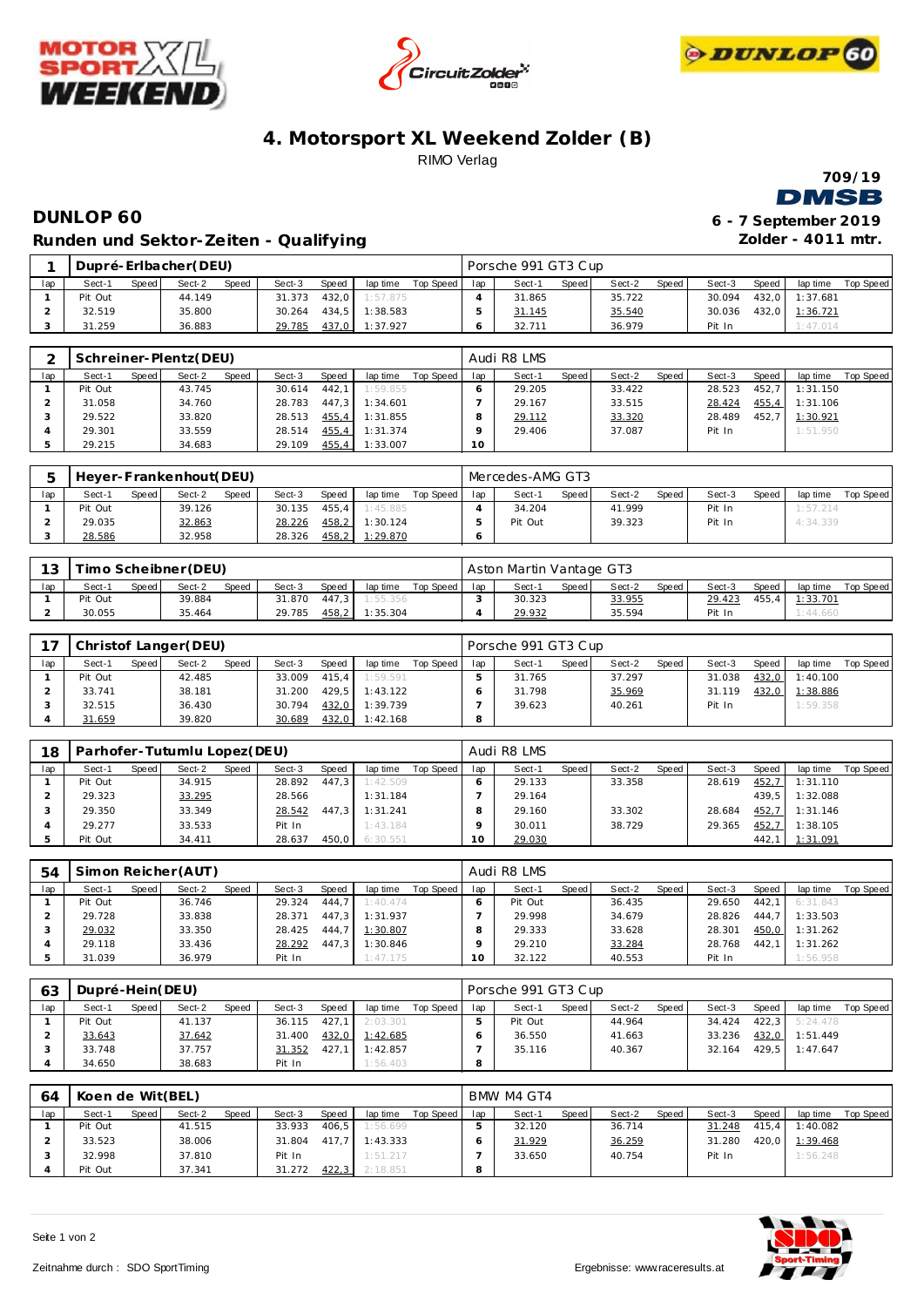# 4. Motorsport XL Weekend Zolder (B)

RIMO Verlag

709/19

## DUNLOP 60

### Runden und Sektor-Zeiten - Qualifying

6 - 7 September 2019

Zolder - 4011 mtr.

| 1 | Dupré-Erlbacher(DEU) | | | | | | | | | Porsche 991 GT3 Cup | | | | | | | | |
|---|---|---|---|---|---|---|---|---|---|---|---|---|---|---|---|---|---|---|
| lap | Sect-1 | Speed | Sect-2 | Speed | Sect-3 | Speed | lap time | Top Speed | lap | Sect-1 | Speed | Sect-2 | Speed | Sect-3 | Speed | lap time | Top Speed |
| 1 | Pit Out | | 44.149 | | 31.373 | 432,0 | 1:57.875 | | 4 | 31.865 | | 35.722 | | 30.094 | 432,0 | 1:37.681 | |
| 2 | 32.519 | | 35.800 | | 30.264 | 434,5 | 1:38.583 | | 5 | 31.145 | | 35.540 | | 30.036 | 432,0 | 1:36.721 | |
| 3 | 31.259 | | 36.883 | | 29.785 | 437,0 | 1:37.927 | | 6 | 32.711 | | 36.979 | | Pit In | | 1:47.014 | |

| 2 | Schreiner-Plentz(DEU) | | | | | | | | | Audi R8 LMS | | | | | | | | |
|---|---|---|---|---|---|---|---|---|---|---|---|---|---|---|---|---|---|---|
| lap | Sect-1 | Speed | Sect-2 | Speed | Sect-3 | Speed | lap time | Top Speed | lap | Sect-1 | Speed | Sect-2 | Speed | Sect-3 | Speed | lap time | Top Speed |
| 1 | Pit Out | | 43.745 | | 30.614 | 442,1 | 1:59.855 | | 6 | 29.205 | | 33.422 | | 28.523 | 452,7 | 1:31.150 | |
| 2 | 31.058 | | 34.760 | | 28.783 | 447,3 | 1:34.601 | | 7 | 29.167 | | 33.515 | | 28.424 | 455,4 | 1:31.106 | |
| 3 | 29.522 | | 33.820 | | 28.513 | 455,4 | 1:31.855 | | 8 | 29.112 | | 33.320 | | 28.489 | 452,7 | 1:30.921 | |
| 4 | 29.301 | | 33.559 | | 28.514 | 455,4 | 1:31.374 | | 9 | 29.406 | | 37.087 | | Pit In | | 1:51.950 | |
| 5 | 29.215 | | 34.683 | | 29.109 | 455,4 | 1:33.007 | | 10 | | | | | | | | |

| 5 | Heyer-Frankenhout(DEU) | | | | | | | | | Mercedes-AMG GT3 | | | | | | | | |
|---|---|---|---|---|---|---|---|---|---|---|---|---|---|---|---|---|---|---|
| lap | Sect-1 | Speed | Sect-2 | Speed | Sect-3 | Speed | lap time | Top Speed | lap | Sect-1 | Speed | Sect-2 | Speed | Sect-3 | Speed | lap time | Top Speed |
| 1 | Pit Out | | 39.126 | | 30.135 | 455,4 | 1:45.885 | | 4 | 34.204 | | 41.999 | | Pit In | | 1:57.214 | |
| 2 | 29.035 | | 32.863 | | 28.226 | 458,2 | 1:30.124 | | 5 | Pit Out | | 39.323 | | Pit In | | 4:34.339 | |
| 3 | 28.586 | | 32.958 | | 28.326 | 458,2 | 1:29.870 | | 6 | | | | | | | | |

| 13 | Timo Scheibner(DEU) | | | | | | | | | Aston Martin Vantage GT3 | | | | | | | | |
|---|---|---|---|---|---|---|---|---|---|---|---|---|---|---|---|---|---|---|
| lap | Sect-1 | Speed | Sect-2 | Speed | Sect-3 | Speed | lap time | Top Speed | lap | Sect-1 | Speed | Sect-2 | Speed | Sect-3 | Speed | lap time | Top Speed |
| 1 | Pit Out | | 39.884 | | 31.870 | 447,3 | 1:55.356 | | 3 | 30.323 | | 33.955 | | 29.423 | 455,4 | 1:33.701 | |
| 2 | 30.055 | | 35.464 | | 29.785 | 458,2 | 1:35.304 | | 4 | 29.932 | | 35.594 | | Pit In | | 1:44.660 | |

| 17 | Christof Langer(DEU) | | | | | | | | | Porsche 991 GT3 Cup | | | | | | | | |
|---|---|---|---|---|---|---|---|---|---|---|---|---|---|---|---|---|---|---|
| lap | Sect-1 | Speed | Sect-2 | Speed | Sect-3 | Speed | lap time | Top Speed | lap | Sect-1 | Speed | Sect-2 | Speed | Sect-3 | Speed | lap time | Top Speed |
| 1 | Pit Out | | 42.485 | | 33.009 | 415,4 | 1:59.591 | | 5 | 31.765 | | 37.297 | | 31.038 | 432,0 | 1:40.100 | |
| 2 | 33.741 | | 38.181 | | 31.200 | 429,5 | 1:43.122 | | 6 | 31.798 | | 35.969 | | 31.119 | 432,0 | 1:38.886 | |
| 3 | 32.515 | | 36.430 | | 30.794 | 432,0 | 1:39.739 | | 7 | 39.623 | | 40.261 | | Pit In | | 1:59.358 | |
| 4 | 31.659 | | 39.820 | | 30.689 | 432,0 | 1:42.168 | | 8 | | | | | | | | |

| 18 | Parhofer-Tutumlu Lopez(DEU) | | | | | | | | | Audi R8 LMS | | | | | | | | |
|---|---|---|---|---|---|---|---|---|---|---|---|---|---|---|---|---|---|---|
| lap | Sect-1 | Speed | Sect-2 | Speed | Sect-3 | Speed | lap time | Top Speed | lap | Sect-1 | Speed | Sect-2 | Speed | Sect-3 | Speed | lap time | Top Speed |
| 1 | Pit Out | | 34.915 | | 28.892 | 447,3 | 1:42.509 | | 6 | 29.133 | | 33.358 | | 28.619 | 452,7 | 1:31.110 | |
| 2 | 29.323 | | 33.295 | | 28.566 | | 1:31.184 | | 7 | 29.164 | | | | | 439,5 | 1:32.088 | |
| 3 | 29.350 | | 33.349 | | 28.542 | 447,3 | 1:31.241 | | 8 | 29.160 | | 33.302 | | 28.684 | 452,7 | 1:31.146 | |
| 4 | 29.277 | | 33.533 | | Pit In | | 1:43.184 | | 9 | 30.011 | | 38.729 | | 29.365 | 452,7 | 1:38.105 | |
| 5 | Pit Out | | 34.411 | | 28.637 | 450,0 | 6:30.551 | | 10 | 29.030 | | | | | 442,1 | 1:31.091 | |

| 54 | Simon Reicher(AUT) | | | | | | | | | Audi R8 LMS | | | | | | | | |
|---|---|---|---|---|---|---|---|---|---|---|---|---|---|---|---|---|---|---|
| lap | Sect-1 | Speed | Sect-2 | Speed | Sect-3 | Speed | lap time | Top Speed | lap | Sect-1 | Speed | Sect-2 | Speed | Sect-3 | Speed | lap time | Top Speed |
| 1 | Pit Out | | 36.746 | | 29.324 | 444,7 | 1:40.474 | | 6 | Pit Out | | 36.435 | | 29.650 | 442,1 | 6:31.843 | |
| 2 | 29.728 | | 33.838 | | 28.371 | 447,3 | 1:31.937 | | 7 | 29.998 | | 34.679 | | 28.826 | 444,7 | 1:33.503 | |
| 3 | 29.032 | | 33.350 | | 28.425 | 444,7 | 1:30.807 | | 8 | 29.333 | | 33.628 | | 28.301 | 450,0 | 1:31.262 | |
| 4 | 29.118 | | 33.436 | | 28.292 | 447,3 | 1:30.846 | | 9 | 29.210 | | 33.284 | | 28.768 | 442,1 | 1:31.262 | |
| 5 | 31.039 | | 36.979 | | Pit In | | 1:47.175 | | 10 | 32.122 | | 40.553 | | Pit In | | 1:56.958 | |

| 63 | Dupré-Hein(DEU) | | | | | | | | | Porsche 991 GT3 Cup | | | | | | | | |
|---|---|---|---|---|---|---|---|---|---|---|---|---|---|---|---|---|---|---|
| lap | Sect-1 | Speed | Sect-2 | Speed | Sect-3 | Speed | lap time | Top Speed | lap | Sect-1 | Speed | Sect-2 | Speed | Sect-3 | Speed | lap time | Top Speed |
| 1 | Pit Out | | 41.137 | | 36.115 | 427,1 | 2:03.301 | | 5 | Pit Out | | 44.964 | | 34.424 | 422,3 | 5:24.478 | |
| 2 | 33.643 | | 37.642 | | 31.400 | 432,0 | 1:42.685 | | 6 | 36.550 | | 41.663 | | 33.236 | 432,0 | 1:51.449 | |
| 3 | 33.748 | | 37.757 | | 31.352 | 427,1 | 1:42.857 | | 7 | 35.116 | | 40.367 | | 32.164 | 429,5 | 1:47.647 | |
| 4 | 34.650 | | 38.683 | | Pit In | | 1:56.403 | | 8 | | | | | | | | |

| 64 | Koen de Wit(BEL) | | | | | | | | | BMW M4 GT4 | | | | | | | | |
|---|---|---|---|---|---|---|---|---|---|---|---|---|---|---|---|---|---|---|
| lap | Sect-1 | Speed | Sect-2 | Speed | Sect-3 | Speed | lap time | Top Speed | lap | Sect-1 | Speed | Sect-2 | Speed | Sect-3 | Speed | lap time | Top Speed |
| 1 | Pit Out | | 41.515 | | 33.933 | 406,5 | 1:56.699 | | 5 | 32.120 | | 36.714 | | 31.248 | 415,4 | 1:40.082 | |
| 2 | 33.523 | | 38.006 | | 31.804 | 417,7 | 1:43.333 | | 6 | 31.929 | | 36.259 | | 31.280 | 420,0 | 1:39.468 | |
| 3 | 32.998 | | 37.810 | | Pit In | | 1:51.217 | | 7 | 33.650 | | 40.754 | | Pit In | | 1:56.248 | |
| 4 | Pit Out | | 37.341 | | 31.272 | 422,3 | 2:18.851 | | 8 | | | | | | | | |

Zeitnahme durch : SDO SportTiming

Ergebnisse: www.raceresults.at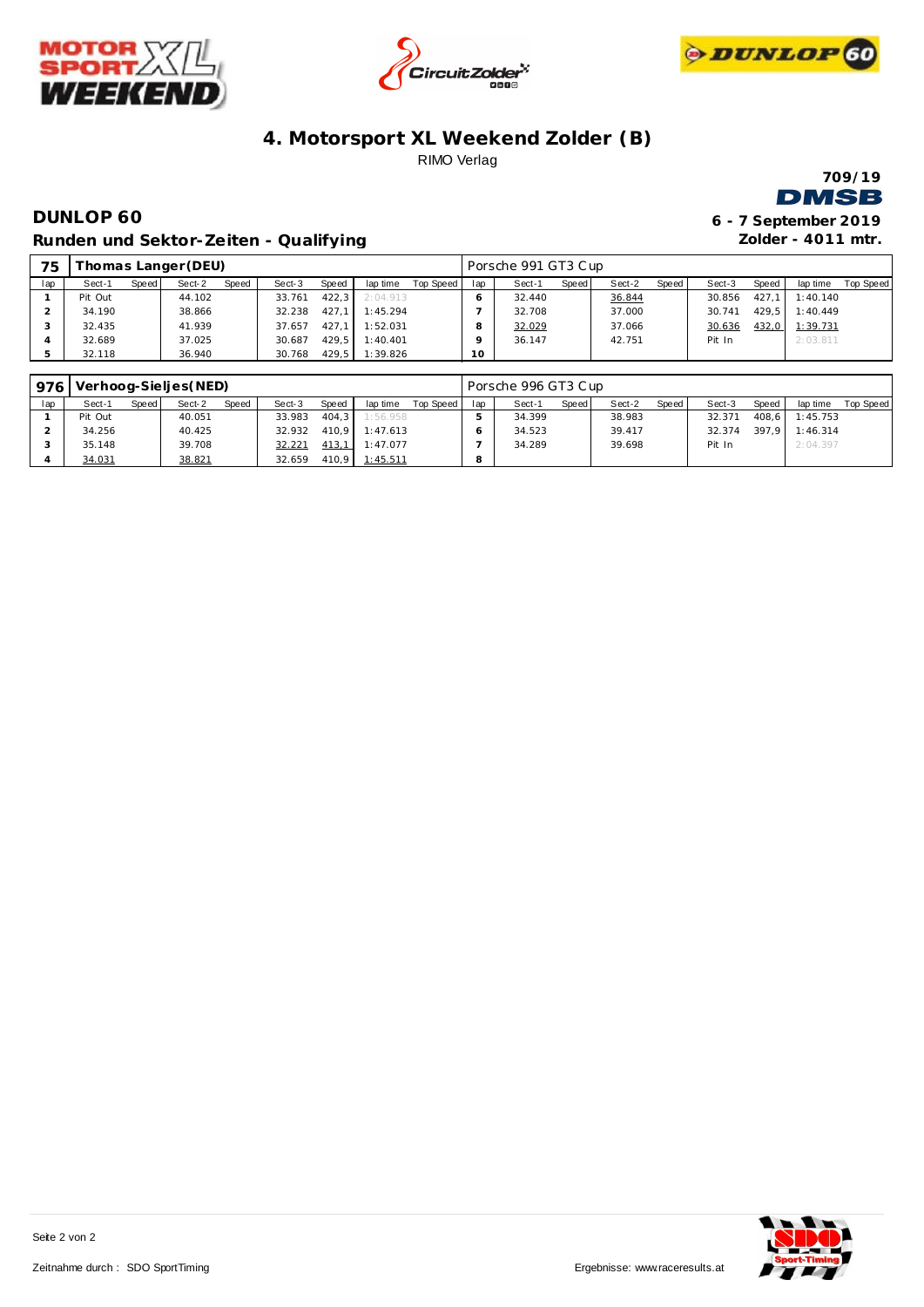# 4. Motorsport XL Weekend Zolder (B)

RIMO Verlag

709/19

DMSB

## DUNLOP 60

6 - 7 September 2019

### Runden und Sektor-Zeiten - Qualifying

Zolder - 4011 mtr.

| 75 | Thomas Langer(DEU) | | | | | | | | | Porsche 991 GT3 Cup | | | | | | | | | |
|---|---|---|---|---|---|---|---|---|---|---|---|---|---|---|---|---|---|---|---|
| lap | Sect-1 | Speed | Sect-2 | Speed | Sect-3 | Speed | lap time | Top Speed | lap | Sect-1 | Speed | Sect-2 | Speed | Sect-3 | Speed | lap time | Top Speed |
| 1 | Pit Out | | 44.102 | | 33.761 | 422,3 | 2:04.913 | | 6 | 32.440 | | 36.844 | | 30.856 | 427,1 | 1:40.140 | |
| 2 | 34.190 | | 38.866 | | 32.238 | 427,1 | 1:45.294 | | 7 | 32.708 | | 37.000 | | 30.741 | 429,5 | 1:40.449 | |
| 3 | 32.435 | | 41.939 | | 37.657 | 427,1 | 1:52.031 | | 8 | 32.029 | | 37.066 | | 30.636 | 432,0 | 1:39.731 | |
| 4 | 32.689 | | 37.025 | | 30.687 | 429,5 | 1:40.401 | | 9 | 36.147 | | 42.751 | | Pit In | | 2:03.811 | |
| 5 | 32.118 | | 36.940 | | 30.768 | 429,5 | 1:39.826 | | 10 | | | | | | | | |

| 976 | Verhoog-Sieljes(NED) | | | | | | | | | Porsche 996 GT3 Cup | | | | | | | | | |
|---|---|---|---|---|---|---|---|---|---|---|---|---|---|---|---|---|---|---|---|
| lap | Sect-1 | Speed | Sect-2 | Speed | Sect-3 | Speed | lap time | Top Speed | lap | Sect-1 | Speed | Sect-2 | Speed | Sect-3 | Speed | lap time | Top Speed |
| 1 | Pit Out | | 40.051 | | 33.983 | 404,3 | 1:56.958 | | 5 | 34.399 | | 38.983 | | 32.371 | 408,6 | 1:45.753 | |
| 2 | 34.256 | | 40.425 | | 32.932 | 410,9 | 1:47.613 | | 6 | 34.523 | | 39.417 | | 32.374 | 397,9 | 1:46.314 | |
| 3 | 35.148 | | 39.708 | | 32.221 | 413,1 | 1:47.077 | | 7 | 34.289 | | 39.698 | | Pit In | | 2:04.397 | |
| 4 | 34.031 | | 38.821 | | 32.659 | 410,9 | 1:45.511 | | 8 | | | | | | | | |

Zeitnahme durch : SDO SportTiming

Ergebnisse: www.raceresults.at